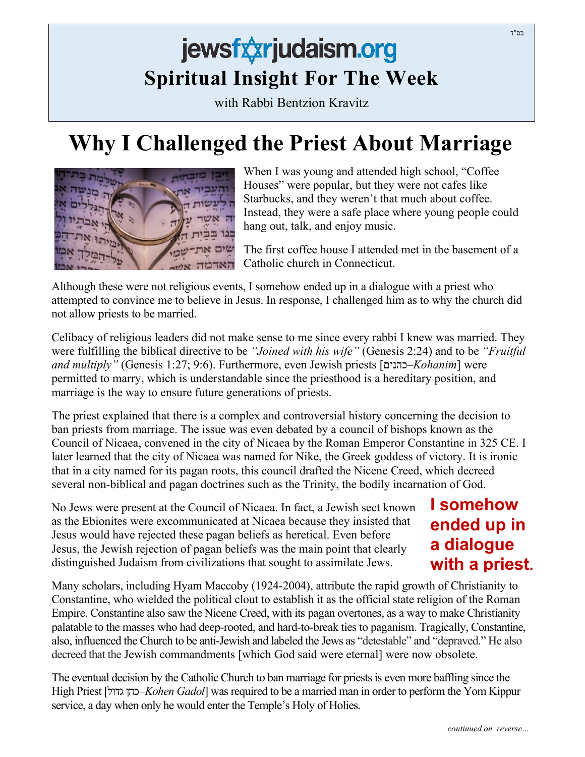בס"ד

# jewsforjudaism.org

## Spiritual Insight For The Week

with Rabbi Bentzion Kravitz

# Why I Challenged the Priest About Marriage

When I was young and attended high school, "Coffee Houses" were popular, but they were not cafes like Starbucks, and they weren't that much about coffee. Instead, they were a safe place where young people could hang out, talk, and enjoy music.

The first coffee house I attended met in the basement of a Catholic church in Connecticut.

Although these were not religious events, I somehow ended up in a dialogue with a priest who attempted to convince me to believe in Jesus. In response, I challenged him as to why the church did not allow priests to be married.

Celibacy of religious leaders did not make sense to me since every rabbi I knew was married. They were fulfilling the biblical directive to be *"Joined with his wife"* (Genesis 2:24) and to be *"Fruitful and multiply"* (Genesis 1:27; 9:6). Furthermore, even Jewish priests [כהנים–*Kohanim*] were permitted to marry, which is understandable since the priesthood is a hereditary position, and marriage is the way to ensure future generations of priests.

The priest explained that there is a complex and controversial history concerning the decision to ban priests from marriage. The issue was even debated by a council of bishops known as the Council of Nicaea, convened in the city of Nicaea by the Roman Emperor Constantine in 325 CE. I later learned that the city of Nicaea was named for Nike, the Greek goddess of victory. It is ironic that in a city named for its pagan roots, this council drafted the Nicene Creed, which decreed several non-biblical and pagan doctrines such as the Trinity, the bodily incarnation of God.

No Jews were present at the Council of Nicaea. In fact, a Jewish sect known as the Ebionites were excommunicated at Nicaea because they insisted that Jesus would have rejected these pagan beliefs as heretical. Even before Jesus, the Jewish rejection of pagan beliefs was the main point that clearly distinguished Judaism from civilizations that sought to assimilate Jews.

**I somehow ended up in a dialogue with a priest.**

Many scholars, including Hyam Maccoby (1924-2004), attribute the rapid growth of Christianity to Constantine, who wielded the political clout to establish it as the official state religion of the Roman Empire. Constantine also saw the Nicene Creed, with its pagan overtones, as a way to make Christianity palatable to the masses who had deep-rooted, and hard-to-break ties to paganism. Tragically, Constantine, also, influenced the Church to be anti-Jewish and labeled the Jews as "detestable" and "depraved." He also decreed that the Jewish commandments [which God said were eternal] were now obsolete.

The eventual decision by the Catholic Church to ban marriage for priests is even more baffling since the High Priest [כהן גדול–*Kohen Gadol*] was required to be a married man in order to perform the Yom Kippur service, a day when only he would enter the Temple's Holy of Holies.

*continued on reverse…*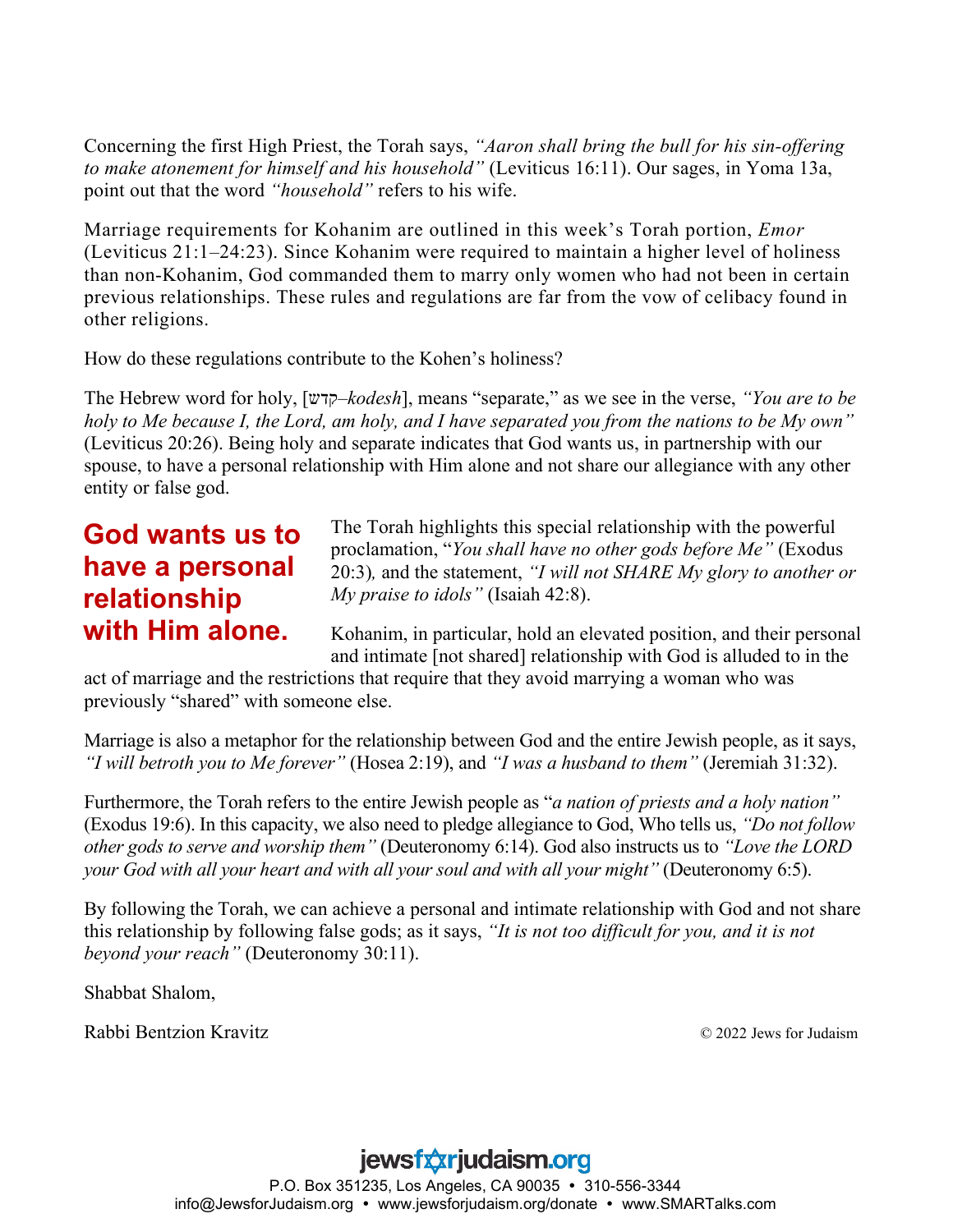Concerning the first High Priest, the Torah says, *"Aaron shall bring the bull for his sin-offering to make atonement for himself and his household"* (Leviticus 16:11). Our sages, in Yoma 13a, point out that the word *"household"* refers to his wife.

Marriage requirements for Kohanim are outlined in this week's Torah portion, *Emor* (Leviticus 21:1–24:23). Since Kohanim were required to maintain a higher level of holiness than non-Kohanim, God commanded them to marry only women who had not been in certain previous relationships. These rules and regulations are far from the vow of celibacy found in other religions.

How do these regulations contribute to the Kohen's holiness?

The Hebrew word for holy, [קדש–*kodesh*], means "separate," as we see in the verse, *"You are to be holy to Me because I, the Lord, am holy, and I have separated you from the nations to be My own"* (Leviticus 20:26). Being holy and separate indicates that God wants us, in partnership with our spouse, to have a personal relationship with Him alone and not share our allegiance with any other entity or false god.

**God wants us to have a personal relationship with Him alone.**

The Torah highlights this special relationship with the powerful proclamation, "*You shall have no other gods before Me"* (Exodus 20:3), and the statement, *"I will not SHARE My glory to another or My praise to idols"* (Isaiah 42:8).

Kohanim, in particular, hold an elevated position, and their personal and intimate [not shared] relationship with God is alluded to in the act of marriage and the restrictions that require that they avoid marrying a woman who was previously "shared" with someone else.

Marriage is also a metaphor for the relationship between God and the entire Jewish people, as it says, *"I will betroth you to Me forever"* (Hosea 2:19), and *"I was a husband to them"* (Jeremiah 31:32).

Furthermore, the Torah refers to the entire Jewish people as "*a nation of priests and a holy nation"* (Exodus 19:6). In this capacity, we also need to pledge allegiance to God, Who tells us, *"Do not follow other gods to serve and worship them"* (Deuteronomy 6:14). God also instructs us to *"Love the LORD your God with all your heart and with all your soul and with all your might"* (Deuteronomy 6:5).

By following the Torah, we can achieve a personal and intimate relationship with God and not share this relationship by following false gods; as it says, *"It is not too difficult for you, and it is not beyond your reach"* (Deuteronomy 30:11).

Shabbat Shalom,

Rabbi Bentzion Kravitz

© 2022 Jews for Judaism

jewsforjudaism.org

P.O. Box 351235, Los Angeles, CA 90035 • 310-556-3344
info@JewsforJudaism.org • www.jewsforjudaism.org/donate • www.SMARTalks.com